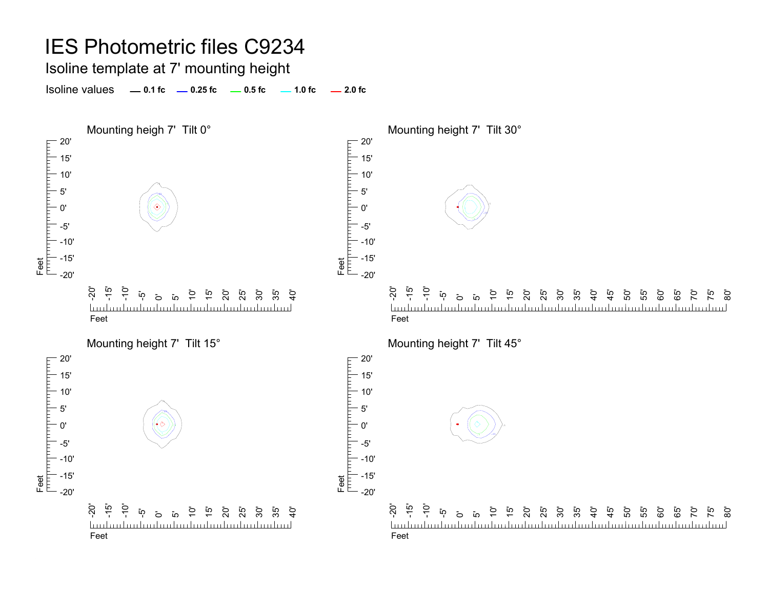# IES Photometric files C9234

## Isoline template at 7' mounting height

Isoline values — 0.1 fc — 0.25 fc — 0.5 fc — 1.0 fc — 2.0 fc

Mounting heigh 7' Tilt 0°

Mounting height 7' Tilt 30°

Mounting height 7' Tilt 15°

Mounting height 7' Tilt 45°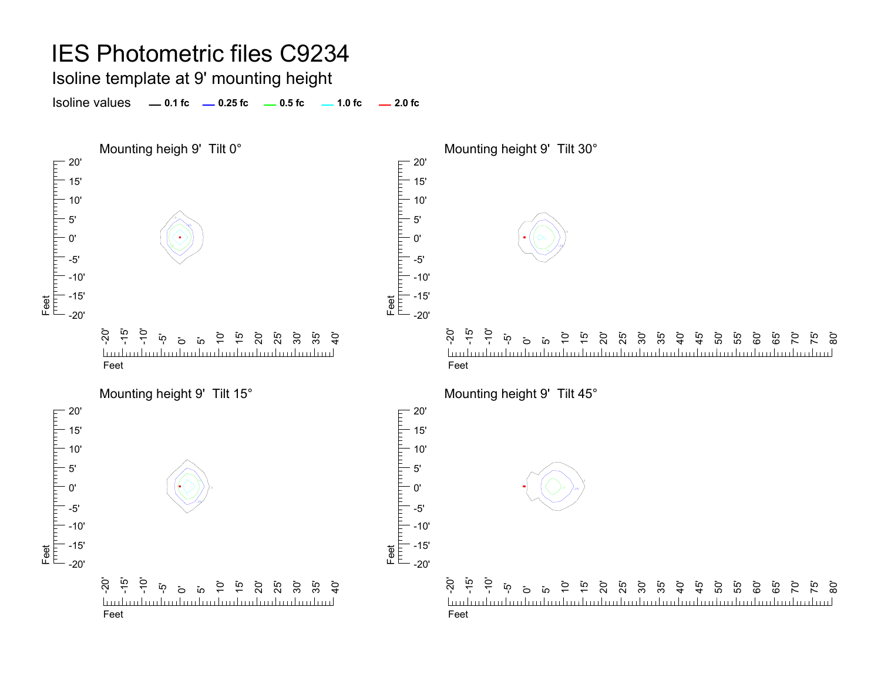# IES Photometric files C9234

## Isoline template at 9' mounting height

Isoline values — 0.1 fc — 0.25 fc — 0.5 fc — 1.0 fc — 2.0 fc

### Mounting heigh 9' Tilt 0°

### Mounting height 9' Tilt 30°

### Mounting height 9' Tilt 15°

### Mounting height 9' Tilt 45°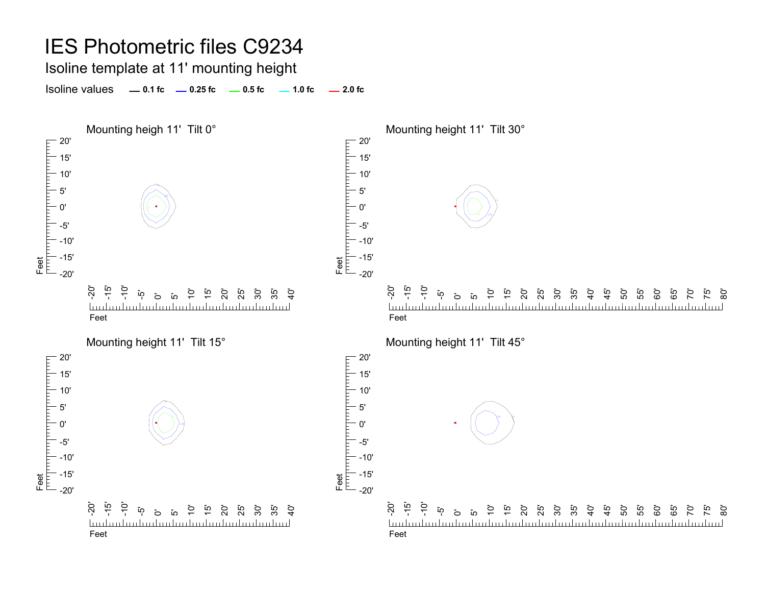# IES Photometric files C9234

## Isoline template at 11' mounting height

Isoline values — 0.1 fc — 0.25 fc — 0.5 fc — 1.0 fc — 2.0 fc

### Mounting heigh 11' Tilt 0°

### Mounting height 11' Tilt 30°

### Mounting height 11' Tilt 15°

### Mounting height 11' Tilt 45°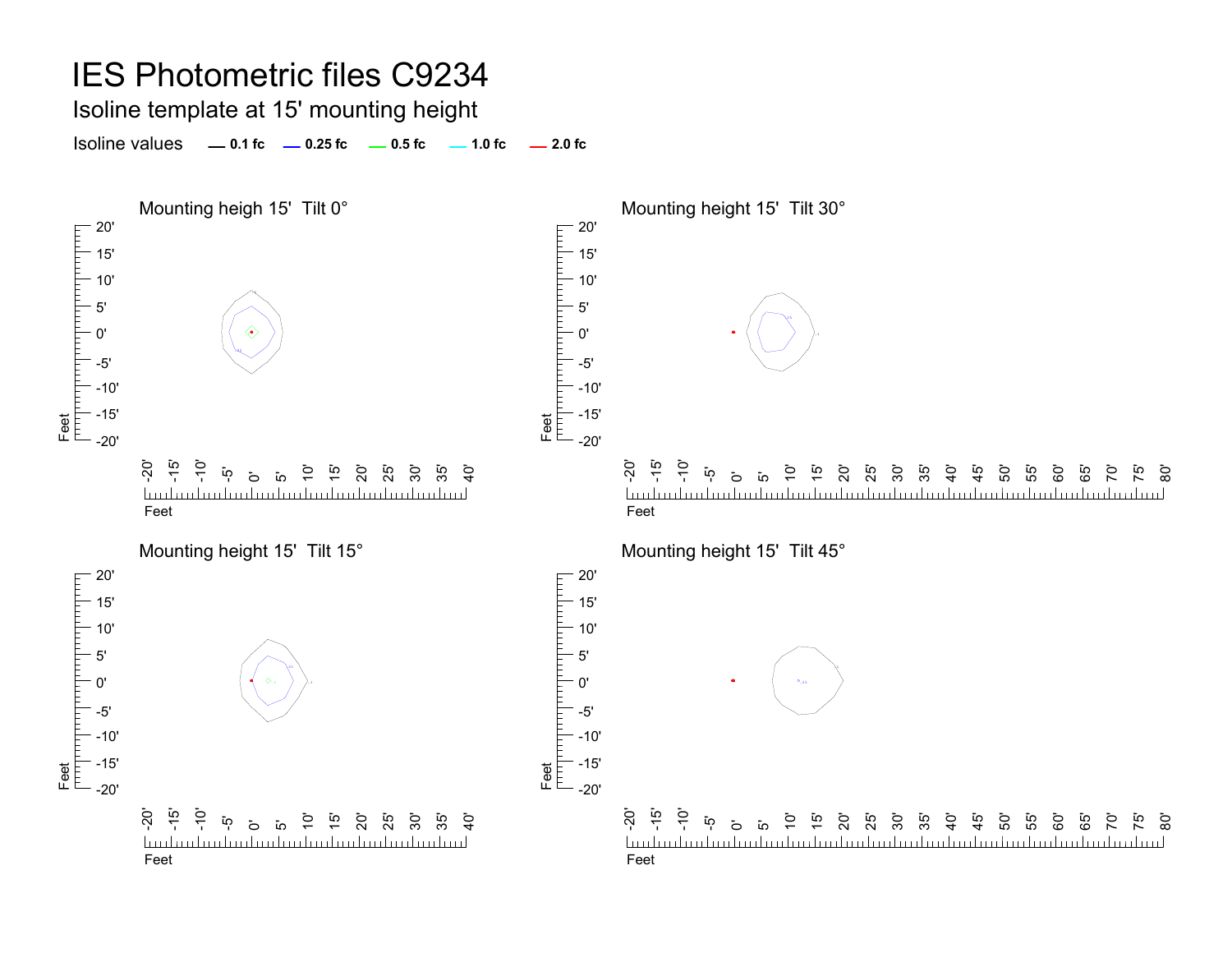# IES Photometric files C9234

## Isoline template at 15' mounting height

Isoline values — 0.1 fc — 0.25 fc — 0.5 fc — 1.0 fc — 2.0 fc

### Mounting heigh 15' Tilt 0°

### Mounting height 15' Tilt 30°

### Mounting height 15' Tilt 15°

### Mounting height 15' Tilt 45°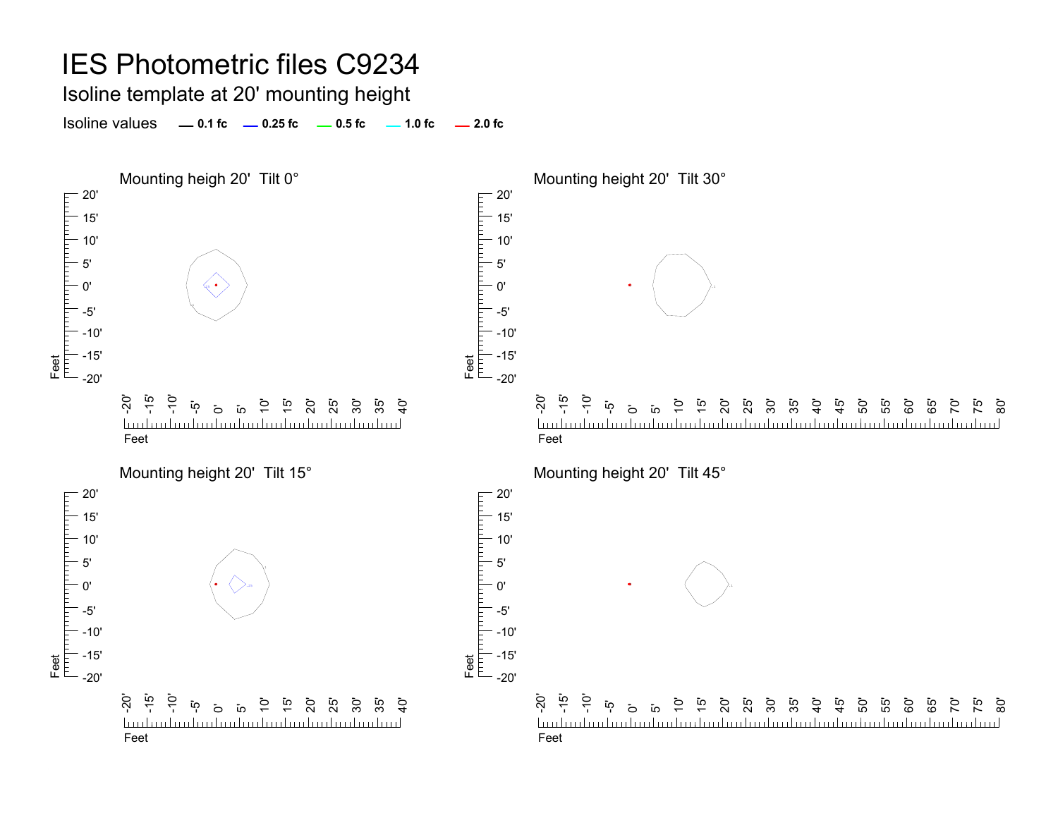# IES Photometric files C9234

## Isoline template at 20' mounting height

Isoline values — 0.1 fc — 0.25 fc — 0.5 fc — 1.0 fc — 2.0 fc

Mounting heigh 20' Tilt 0°

Mounting height 20' Tilt 30°

Mounting height 20' Tilt 15°

Mounting height 20' Tilt 45°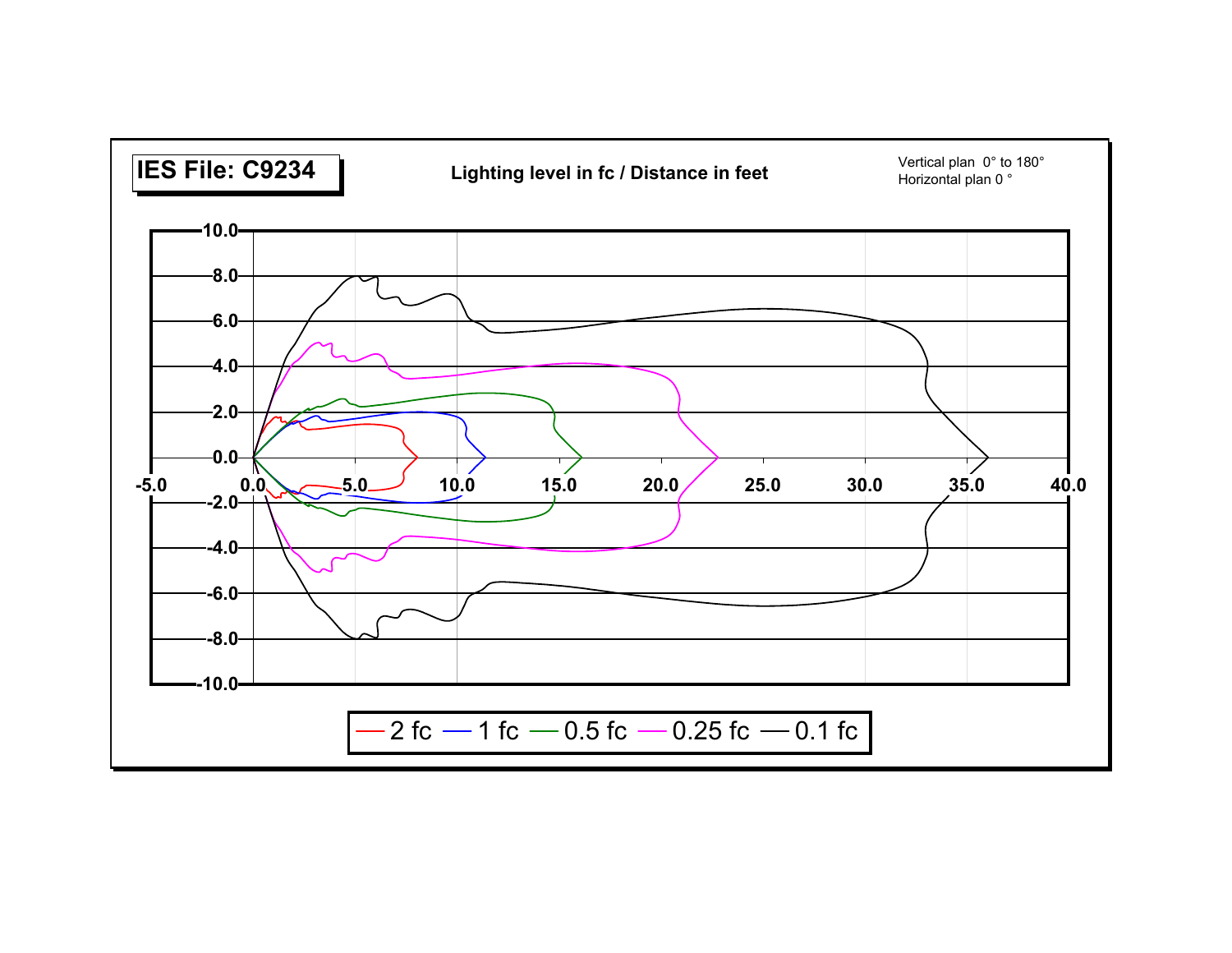**IES File: C9234**

**Lighting level in fc / Distance in feet**

Vertical plan 0° to 180°
Horizontal plan 0 °

10.0
8.0
6.0
4.0
2.0
0.0
-2.0
-4.0
-6.0
-8.0
-10.0

-5.0
0.0
5.0
10.0
15.0
20.0
25.0
30.0
35.0
40.0

2 fc
1 fc
0.5 fc
0.25 fc
0.1 fc